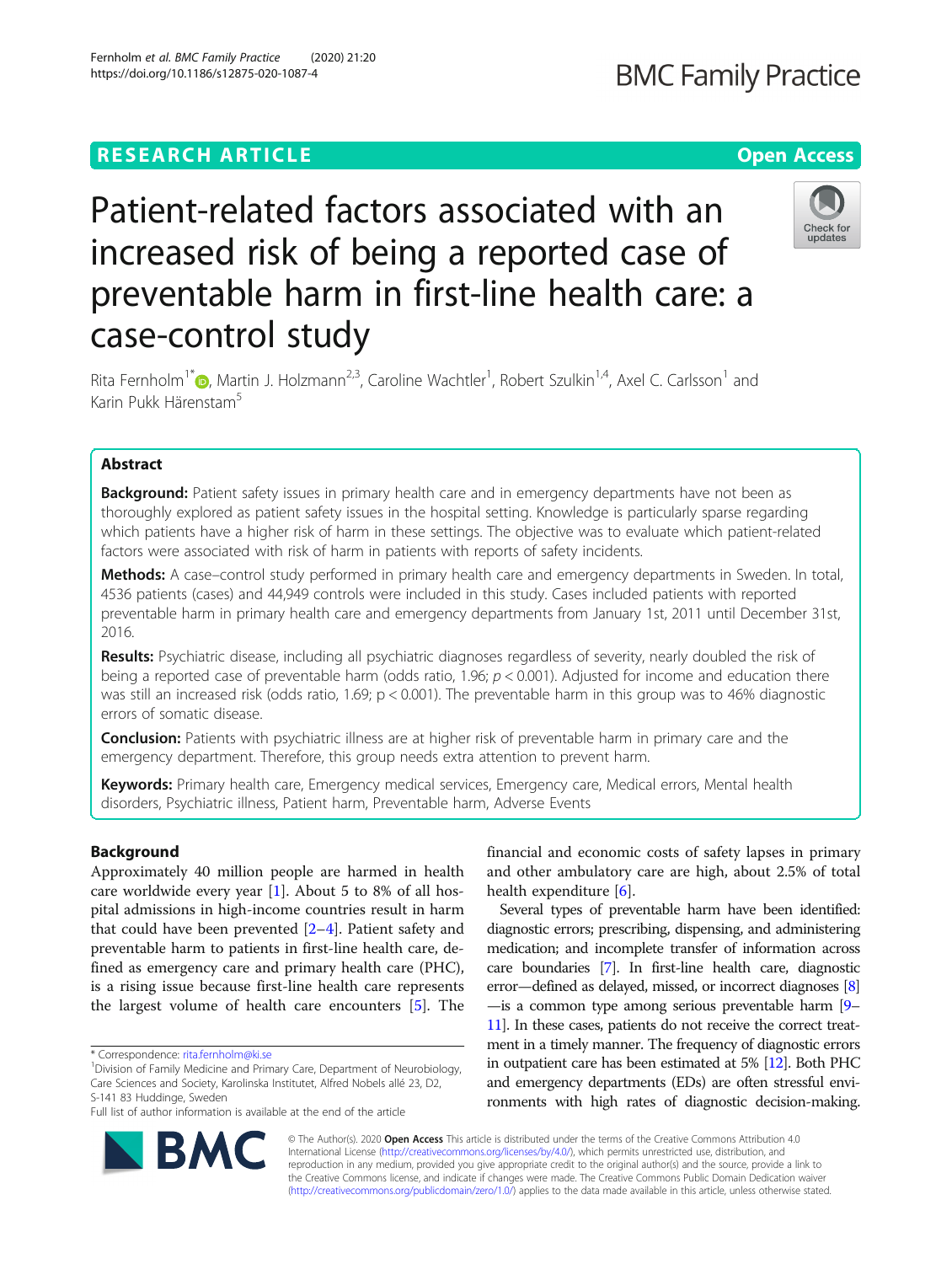RESEARCH ARTICLE

Open Access

# Patient-related factors associated with an increased risk of being a reported case of preventable harm in first-line health care: a case-control study

Rita Fernholm[1*], Martin J. Holzmann[2,3], Caroline Wachtler[1], Robert Szulkin[1,4], Axel C. Carlsson[1] and Karin Pukk Härenstam[5]

## Abstract

**Background:** Patient safety issues in primary health care and in emergency departments have not been as thoroughly explored as patient safety issues in the hospital setting. Knowledge is particularly sparse regarding which patients have a higher risk of harm in these settings. The objective was to evaluate which patient-related factors were associated with risk of harm in patients with reports of safety incidents.

**Methods:** A case–control study performed in primary health care and emergency departments in Sweden. In total, 4536 patients (cases) and 44,949 controls were included in this study. Cases included patients with reported preventable harm in primary health care and emergency departments from January 1st, 2011 until December 31st, 2016.

**Results:** Psychiatric disease, including all psychiatric diagnoses regardless of severity, nearly doubled the risk of being a reported case of preventable harm (odds ratio, 1.96; $p < 0.001$). Adjusted for income and education there was still an increased risk (odds ratio, 1.69; $p < 0.001$). The preventable harm in this group was to 46% diagnostic errors of somatic disease.

**Conclusion:** Patients with psychiatric illness are at higher risk of preventable harm in primary care and the emergency department. Therefore, this group needs extra attention to prevent harm.

**Keywords:** Primary health care, Emergency medical services, Emergency care, Medical errors, Mental health disorders, Psychiatric illness, Patient harm, Preventable harm, Adverse Events

## Background

Approximately 40 million people are harmed in health care worldwide every year [1]. About 5 to 8% of all hospital admissions in high-income countries result in harm that could have been prevented [2–4]. Patient safety and preventable harm to patients in first-line health care, defined as emergency care and primary health care (PHC), is a rising issue because first-line health care represents the largest volume of health care encounters [5]. The financial and economic costs of safety lapses in primary and other ambulatory care are high, about 2.5% of total health expenditure [6].

Several types of preventable harm have been identified: diagnostic errors; prescribing, dispensing, and administering medication; and incomplete transfer of information across care boundaries [7]. In first-line health care, diagnostic error—defined as delayed, missed, or incorrect diagnoses [8]—is a common type among serious preventable harm [9–11]. In these cases, patients do not receive the correct treatment in a timely manner. The frequency of diagnostic errors in outpatient care has been estimated at 5% [12]. Both PHC and emergency departments (EDs) are often stressful environments with high rates of diagnostic decision-making.

\* Correspondence: rita.fernholm@ki.se

[1]Division of Family Medicine and Primary Care, Department of Neurobiology, Care Sciences and Society, Karolinska Institutet, Alfred Nobels allé 23, D2, S-141 83 Huddinge, Sweden

Full list of author information is available at the end of the article

© The Author(s). 2020 **Open Access** This article is distributed under the terms of the Creative Commons Attribution 4.0 International License (http://creativecommons.org/licenses/by/4.0/), which permits unrestricted use, distribution, and reproduction in any medium, provided you give appropriate credit to the original author(s) and the source, provide a link to the Creative Commons license, and indicate if changes were made. The Creative Commons Public Domain Dedication waiver (http://creativecommons.org/publicdomain/zero/1.0/) applies to the data made available in this article, unless otherwise stated.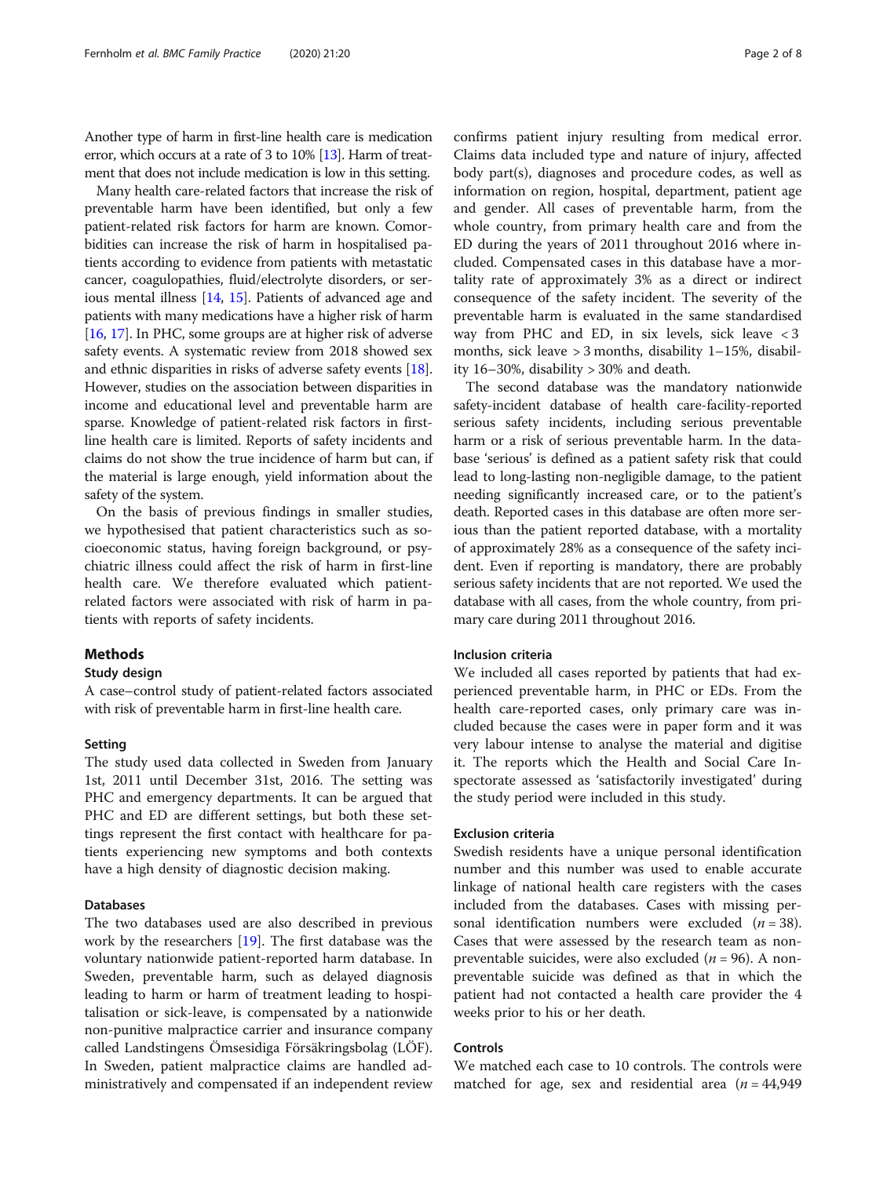Another type of harm in first-line health care is medication error, which occurs at a rate of 3 to 10% [13]. Harm of treatment that does not include medication is low in this setting.

Many health care-related factors that increase the risk of preventable harm have been identified, but only a few patient-related risk factors for harm are known. Comorbidities can increase the risk of harm in hospitalised patients according to evidence from patients with metastatic cancer, coagulopathies, fluid/electrolyte disorders, or serious mental illness [14, 15]. Patients of advanced age and patients with many medications have a higher risk of harm [16, 17]. In PHC, some groups are at higher risk of adverse safety events. A systematic review from 2018 showed sex and ethnic disparities in risks of adverse safety events [18]. However, studies on the association between disparities in income and educational level and preventable harm are sparse. Knowledge of patient-related risk factors in first-line health care is limited. Reports of safety incidents and claims do not show the true incidence of harm but can, if the material is large enough, yield information about the safety of the system.

On the basis of previous findings in smaller studies, we hypothesised that patient characteristics such as socioeconomic status, having foreign background, or psychiatric illness could affect the risk of harm in first-line health care. We therefore evaluated which patient-related factors were associated with risk of harm in patients with reports of safety incidents.

## Methods

### Study design

A case–control study of patient-related factors associated with risk of preventable harm in first-line health care.

### Setting

The study used data collected in Sweden from January 1st, 2011 until December 31st, 2016. The setting was PHC and emergency departments. It can be argued that PHC and ED are different settings, but both these settings represent the first contact with healthcare for patients experiencing new symptoms and both contexts have a high density of diagnostic decision making.

### Databases

The two databases used are also described in previous work by the researchers [19]. The first database was the voluntary nationwide patient-reported harm database. In Sweden, preventable harm, such as delayed diagnosis leading to harm or harm of treatment leading to hospitalisation or sick-leave, is compensated by a nationwide non-punitive malpractice carrier and insurance company called Landstingens Ömsesidiga Försäkringsbolag (LÖF). In Sweden, patient malpractice claims are handled administratively and compensated if an independent review confirms patient injury resulting from medical error. Claims data included type and nature of injury, affected body part(s), diagnoses and procedure codes, as well as information on region, hospital, department, patient age and gender. All cases of preventable harm, from the whole country, from primary health care and from the ED during the years of 2011 throughout 2016 where included. Compensated cases in this database have a mortality rate of approximately 3% as a direct or indirect consequence of the safety incident. The severity of the preventable harm is evaluated in the same standardised way from PHC and ED, in six levels, sick leave < 3 months, sick leave > 3 months, disability 1–15%, disability 16–30%, disability > 30% and death.

The second database was the mandatory nationwide safety-incident database of health care-facility-reported serious safety incidents, including serious preventable harm or a risk of serious preventable harm. In the database 'serious' is defined as a patient safety risk that could lead to long-lasting non-negligible damage, to the patient needing significantly increased care, or to the patient's death. Reported cases in this database are often more serious than the patient reported database, with a mortality of approximately 28% as a consequence of the safety incident. Even if reporting is mandatory, there are probably serious safety incidents that are not reported. We used the database with all cases, from the whole country, from primary care during 2011 throughout 2016.

### Inclusion criteria

We included all cases reported by patients that had experienced preventable harm, in PHC or EDs. From the health care-reported cases, only primary care was included because the cases were in paper form and it was very labour intense to analyse the material and digitise it. The reports which the Health and Social Care Inspectorate assessed as 'satisfactorily investigated' during the study period were included in this study.

### Exclusion criteria

Swedish residents have a unique personal identification number and this number was used to enable accurate linkage of national health care registers with the cases included from the databases. Cases with missing personal identification numbers were excluded ($n = 38$). Cases that were assessed by the research team as non-preventable suicides, were also excluded ($n = 96$). A non-preventable suicide was defined as that in which the patient had not contacted a health care provider the 4 weeks prior to his or her death.

### Controls

We matched each case to 10 controls. The controls were matched for age, sex and residential area ($n = 44,949$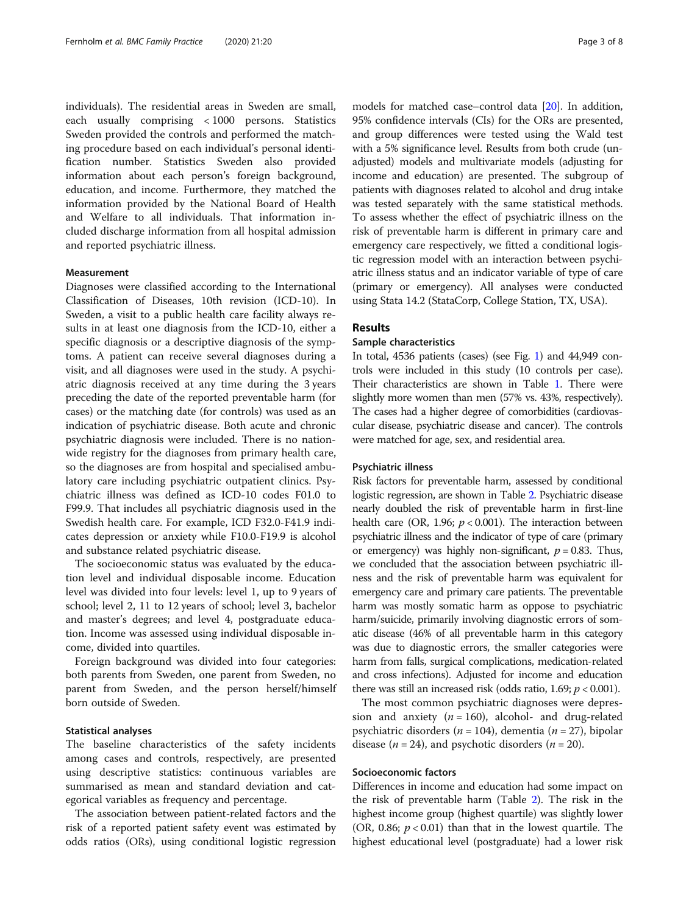individuals). The residential areas in Sweden are small, each usually comprising < 1000 persons. Statistics Sweden provided the controls and performed the matching procedure based on each individual's personal identification number. Statistics Sweden also provided information about each person's foreign background, education, and income. Furthermore, they matched the information provided by the National Board of Health and Welfare to all individuals. That information included discharge information from all hospital admission and reported psychiatric illness.

### Measurement

Diagnoses were classified according to the International Classification of Diseases, 10th revision (ICD-10). In Sweden, a visit to a public health care facility always results in at least one diagnosis from the ICD-10, either a specific diagnosis or a descriptive diagnosis of the symptoms. A patient can receive several diagnoses during a visit, and all diagnoses were used in the study. A psychiatric diagnosis received at any time during the 3 years preceding the date of the reported preventable harm (for cases) or the matching date (for controls) was used as an indication of psychiatric disease. Both acute and chronic psychiatric diagnosis were included. There is no nationwide registry for the diagnoses from primary health care, so the diagnoses are from hospital and specialised ambulatory care including psychiatric outpatient clinics. Psychiatric illness was defined as ICD-10 codes F01.0 to F99.9. That includes all psychiatric diagnosis used in the Swedish health care. For example, ICD F32.0-F41.9 indicates depression or anxiety while F10.0-F19.9 is alcohol and substance related psychiatric disease.

The socioeconomic status was evaluated by the education level and individual disposable income. Education level was divided into four levels: level 1, up to 9 years of school; level 2, 11 to 12 years of school; level 3, bachelor and master's degrees; and level 4, postgraduate education. Income was assessed using individual disposable income, divided into quartiles.

Foreign background was divided into four categories: both parents from Sweden, one parent from Sweden, no parent from Sweden, and the person herself/himself born outside of Sweden.

### Statistical analyses

The baseline characteristics of the safety incidents among cases and controls, respectively, are presented using descriptive statistics: continuous variables are summarised as mean and standard deviation and categorical variables as frequency and percentage.

The association between patient-related factors and the risk of a reported patient safety event was estimated by odds ratios (ORs), using conditional logistic regression models for matched case–control data [20]. In addition, 95% confidence intervals (CIs) for the ORs are presented, and group differences were tested using the Wald test with a 5% significance level. Results from both crude (unadjusted) models and multivariate models (adjusting for income and education) are presented. The subgroup of patients with diagnoses related to alcohol and drug intake was tested separately with the same statistical methods. To assess whether the effect of psychiatric illness on the risk of preventable harm is different in primary care and emergency care respectively, we fitted a conditional logistic regression model with an interaction between psychiatric illness status and an indicator variable of type of care (primary or emergency). All analyses were conducted using Stata 14.2 (StataCorp, College Station, TX, USA).

## Results

### Sample characteristics

In total, 4536 patients (cases) (see Fig. 1) and 44,949 controls were included in this study (10 controls per case). Their characteristics are shown in Table 1. There were slightly more women than men (57% vs. 43%, respectively). The cases had a higher degree of comorbidities (cardiovascular disease, psychiatric disease and cancer). The controls were matched for age, sex, and residential area.

### Psychiatric illness

Risk factors for preventable harm, assessed by conditional logistic regression, are shown in Table 2. Psychiatric disease nearly doubled the risk of preventable harm in first-line health care (OR, 1.96; $p < 0.001$). The interaction between psychiatric illness and the indicator of type of care (primary or emergency) was highly non-significant, $p = 0.83$. Thus, we concluded that the association between psychiatric illness and the risk of preventable harm was equivalent for emergency care and primary care patients. The preventable harm was mostly somatic harm as oppose to psychiatric harm/suicide, primarily involving diagnostic errors of somatic disease (46% of all preventable harm in this category was due to diagnostic errors, the smaller categories were harm from falls, surgical complications, medication-related and cross infections). Adjusted for income and education there was still an increased risk (odds ratio, 1.69; $p < 0.001$).

The most common psychiatric diagnoses were depression and anxiety ($n = 160$), alcohol- and drug-related psychiatric disorders ($n = 104$), dementia ($n = 27$), bipolar disease ($n = 24$), and psychotic disorders ($n = 20$).

### Socioeconomic factors

Differences in income and education had some impact on the risk of preventable harm (Table 2). The risk in the highest income group (highest quartile) was slightly lower (OR, 0.86; $p < 0.01$) than that in the lowest quartile. The highest educational level (postgraduate) had a lower risk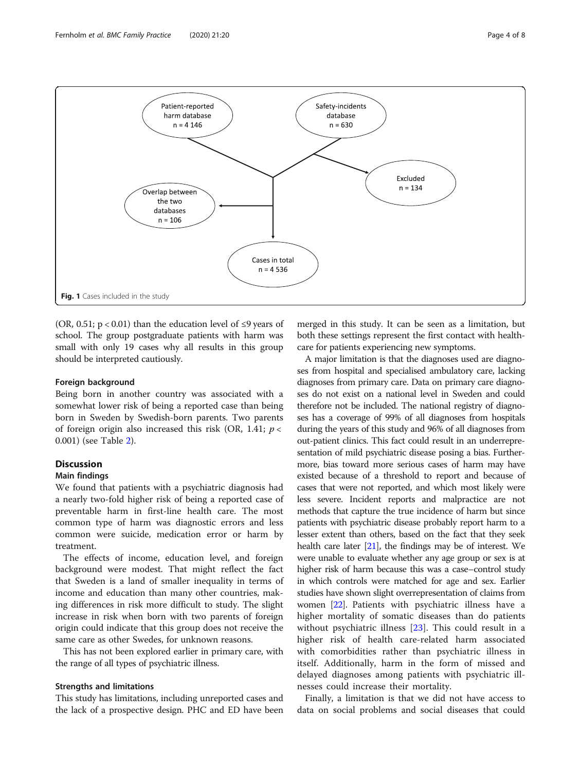Fig. 1 Cases included in the study

(OR, 0.51; p < 0.01) than the education level of ≤9 years of school. The group postgraduate patients with harm was small with only 19 cases why all results in this group should be interpreted cautiously.

### Foreign background

Being born in another country was associated with a somewhat lower risk of being a reported case than being born in Sweden by Swedish-born parents. Two parents of foreign origin also increased this risk (OR, 1.41; $p < 0.001$) (see Table 2).

## Discussion

### Main findings

We found that patients with a psychiatric diagnosis had a nearly two-fold higher risk of being a reported case of preventable harm in first-line health care. The most common type of harm was diagnostic errors and less common were suicide, medication error or harm by treatment.

The effects of income, education level, and foreign background were modest. That might reflect the fact that Sweden is a land of smaller inequality in terms of income and education than many other countries, making differences in risk more difficult to study. The slight increase in risk when born with two parents of foreign origin could indicate that this group does not receive the same care as other Swedes, for unknown reasons.

This has not been explored earlier in primary care, with the range of all types of psychiatric illness.

### Strengths and limitations

This study has limitations, including unreported cases and the lack of a prospective design. PHC and ED have been merged in this study. It can be seen as a limitation, but both these settings represent the first contact with healthcare for patients experiencing new symptoms.

A major limitation is that the diagnoses used are diagnoses from hospital and specialised ambulatory care, lacking diagnoses from primary care. Data on primary care diagnoses do not exist on a national level in Sweden and could therefore not be included. The national registry of diagnoses has a coverage of 99% of all diagnoses from hospitals during the years of this study and 96% of all diagnoses from out-patient clinics. This fact could result in an underrepresentation of mild psychiatric disease posing a bias. Furthermore, bias toward more serious cases of harm may have existed because of a threshold to report and because of cases that were not reported, and which most likely were less severe. Incident reports and malpractice are not methods that capture the true incidence of harm but since patients with psychiatric disease probably report harm to a lesser extent than others, based on the fact that they seek health care later [21], the findings may be of interest. We were unable to evaluate whether any age group or sex is at higher risk of harm because this was a case–control study in which controls were matched for age and sex. Earlier studies have shown slight overrepresentation of claims from women [22]. Patients with psychiatric illness have a higher mortality of somatic diseases than do patients without psychiatric illness [23]. This could result in a higher risk of health care-related harm associated with comorbidities rather than psychiatric illness in itself. Additionally, harm in the form of missed and delayed diagnoses among patients with psychiatric illnesses could increase their mortality.

Finally, a limitation is that we did not have access to data on social problems and social diseases that could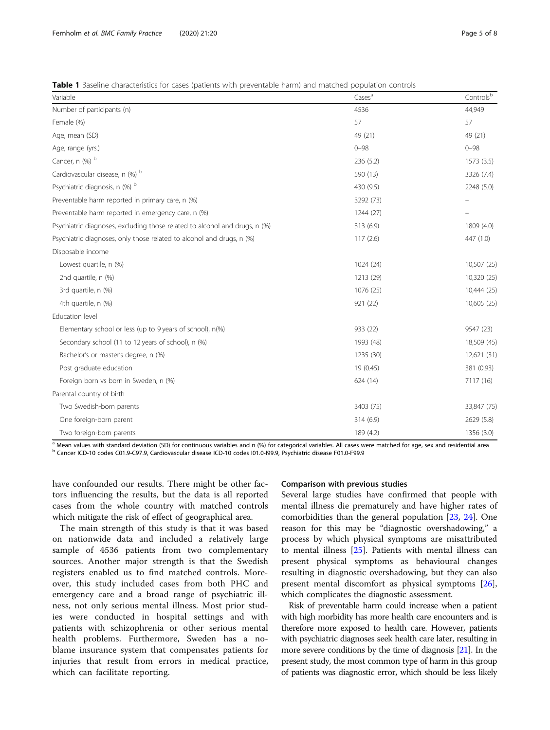**Table 1** Baseline characteristics for cases (patients with preventable harm) and matched population controls

| Variable | Cases[a] | Controls[b] |
|---|---|---|
| Number of participants (n) | 4536 | 44,949 |
| Female (%) | 57 | 57 |
| Age, mean (SD) | 49 (21) | 49 (21) |
| Age, range (yrs.) | 0–98 | 0–98 |
| Cancer, n (%) [b] | 236 (5.2) | 1573 (3.5) |
| Cardiovascular disease, n (%) [b] | 590 (13) | 3326 (7.4) |
| Psychiatric diagnosis, n (%) [b] | 430 (9.5) | 2248 (5.0) |
| Preventable harm reported in primary care, n (%) | 3292 (73) | – |
| Preventable harm reported in emergency care, n (%) | 1244 (27) | – |
| Psychiatric diagnoses, excluding those related to alcohol and drugs, n (%) | 313 (6.9) | 1809 (4.0) |
| Psychiatric diagnoses, only those related to alcohol and drugs, n (%) | 117 (2.6) | 447 (1.0) |
| Disposable income | | |
| Lowest quartile, n (%) | 1024 (24) | 10,507 (25) |
| 2nd quartile, n (%) | 1213 (29) | 10,320 (25) |
| 3rd quartile, n (%) | 1076 (25) | 10,444 (25) |
| 4th quartile, n (%) | 921 (22) | 10,605 (25) |
| Education level | | |
| Elementary school or less (up to 9 years of school), n(%) | 933 (22) | 9547 (23) |
| Secondary school (11 to 12 years of school), n (%) | 1993 (48) | 18,509 (45) |
| Bachelor's or master's degree, n (%) | 1235 (30) | 12,621 (31) |
| Post graduate education | 19 (0.45) | 381 (0.93) |
| Foreign born vs born in Sweden, n (%) | 624 (14) | 7117 (16) |
| Parental country of birth | | |
| Two Swedish-born parents | 3403 (75) | 33,847 (75) |
| One foreign-born parent | 314 (6.9) | 2629 (5.8) |
| Two foreign-born parents | 189 (4.2) | 1356 (3.0) |

[a] Mean values with standard deviation (SD) for continuous variables and n (%) for categorical variables. All cases were matched for age, sex and residential area
[b] Cancer ICD-10 codes C01.9-C97.9, Cardiovascular disease ICD-10 codes I01.0-I99.9, Psychiatric disease F01.0-F99.9

have confounded our results. There might be other factors influencing the results, but the data is all reported cases from the whole country with matched controls which mitigate the risk of effect of geographical area.

The main strength of this study is that it was based on nationwide data and included a relatively large sample of 4536 patients from two complementary sources. Another major strength is that the Swedish registers enabled us to find matched controls. Moreover, this study included cases from both PHC and emergency care and a broad range of psychiatric illness, not only serious mental illness. Most prior studies were conducted in hospital settings and with patients with schizophrenia or other serious mental health problems. Furthermore, Sweden has a no-blame insurance system that compensates patients for injuries that result from errors in medical practice, which can facilitate reporting.

### Comparison with previous studies

Several large studies have confirmed that people with mental illness die prematurely and have higher rates of comorbidities than the general population [23, 24]. One reason for this may be "diagnostic overshadowing," a process by which physical symptoms are misattributed to mental illness [25]. Patients with mental illness can present physical symptoms as behavioural changes resulting in diagnostic overshadowing, but they can also present mental discomfort as physical symptoms [26], which complicates the diagnostic assessment.

Risk of preventable harm could increase when a patient with high morbidity has more health care encounters and is therefore more exposed to health care. However, patients with psychiatric diagnoses seek health care later, resulting in more severe conditions by the time of diagnosis [21]. In the present study, the most common type of harm in this group of patients was diagnostic error, which should be less likely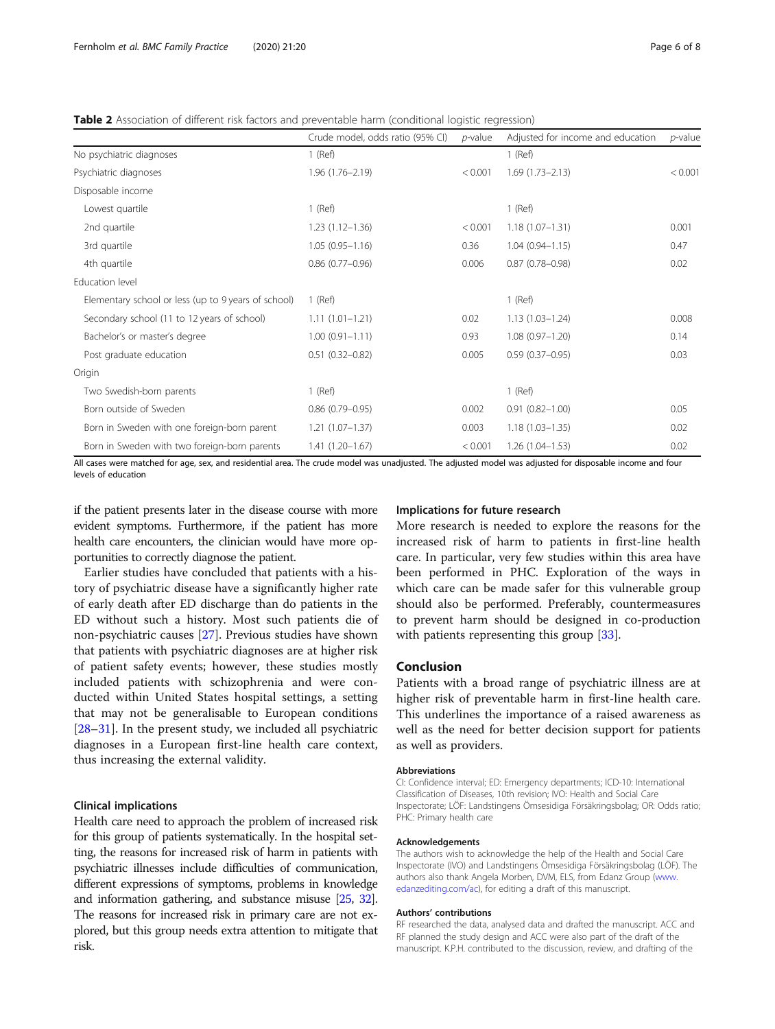**Table 2** Association of different risk factors and preventable harm (conditional logistic regression)

| | Crude model, odds ratio (95% CI) | *p*-value | Adjusted for income and education | *p*-value |
|---|---|---|---|---|
| No psychiatric diagnoses | 1 (Ref) | | 1 (Ref) | |
| Psychiatric diagnoses | 1.96 (1.76–2.19) | < 0.001 | 1.69 (1.73–2.13) | < 0.001 |
| Disposable income | | | | |
| Lowest quartile | 1 (Ref) | | 1 (Ref) | |
| 2nd quartile | 1.23 (1.12–1.36) | < 0.001 | 1.18 (1.07–1.31) | 0.001 |
| 3rd quartile | 1.05 (0.95–1.16) | 0.36 | 1.04 (0.94–1.15) | 0.47 |
| 4th quartile | 0.86 (0.77–0.96) | 0.006 | 0.87 (0.78–0.98) | 0.02 |
| Education level | | | | |
| Elementary school or less (up to 9 years of school) | 1 (Ref) | | 1 (Ref) | |
| Secondary school (11 to 12 years of school) | 1.11 (1.01–1.21) | 0.02 | 1.13 (1.03–1.24) | 0.008 |
| Bachelor's or master's degree | 1.00 (0.91–1.11) | 0.93 | 1.08 (0.97–1.20) | 0.14 |
| Post graduate education | 0.51 (0.32–0.82) | 0.005 | 0.59 (0.37–0.95) | 0.03 |
| Origin | | | | |
| Two Swedish-born parents | 1 (Ref) | | 1 (Ref) | |
| Born outside of Sweden | 0.86 (0.79–0.95) | 0.002 | 0.91 (0.82–1.00) | 0.05 |
| Born in Sweden with one foreign-born parent | 1.21 (1.07–1.37) | 0.003 | 1.18 (1.03–1.35) | 0.02 |
| Born in Sweden with two foreign-born parents | 1.41 (1.20–1.67) | < 0.001 | 1.26 (1.04–1.53) | 0.02 |

All cases were matched for age, sex, and residential area. The crude model was unadjusted. The adjusted model was adjusted for disposable income and four levels of education

if the patient presents later in the disease course with more evident symptoms. Furthermore, if the patient has more health care encounters, the clinician would have more opportunities to correctly diagnose the patient.

Earlier studies have concluded that patients with a history of psychiatric disease have a significantly higher rate of early death after ED discharge than do patients in the ED without such a history. Most such patients die of non-psychiatric causes [27]. Previous studies have shown that patients with psychiatric diagnoses are at higher risk of patient safety events; however, these studies mostly included patients with schizophrenia and were conducted within United States hospital settings, a setting that may not be generalisable to European conditions [28–31]. In the present study, we included all psychiatric diagnoses in a European first-line health care context, thus increasing the external validity.

### Clinical implications

Health care need to approach the problem of increased risk for this group of patients systematically. In the hospital setting, the reasons for increased risk of harm in patients with psychiatric illnesses include difficulties of communication, different expressions of symptoms, problems in knowledge and information gathering, and substance misuse [25, 32]. The reasons for increased risk in primary care are not explored, but this group needs extra attention to mitigate that risk.

### Implications for future research

More research is needed to explore the reasons for the increased risk of harm to patients in first-line health care. In particular, very few studies within this area have been performed in PHC. Exploration of the ways in which care can be made safer for this vulnerable group should also be performed. Preferably, countermeasures to prevent harm should be designed in co-production with patients representing this group [33].

## Conclusion

Patients with a broad range of psychiatric illness are at higher risk of preventable harm in first-line health care. This underlines the importance of a raised awareness as well as the need for better decision support for patients as well as providers.

#### Abbreviations

CI: Confidence interval; ED: Emergency departments; ICD-10: International Classification of Diseases, 10th revision; IVO: Health and Social Care Inspectorate; LÖF: Landstingens Ömsesidiga Försäkringsbolag; OR: Odds ratio; PHC: Primary health care

#### Acknowledgements

The authors wish to acknowledge the help of the Health and Social Care Inspectorate (IVO) and Landstingens Ömsesidiga Försäkringsbolag (LÖF). The authors also thank Angela Morben, DVM, ELS, from Edanz Group (www.edanzediting.com/ac), for editing a draft of this manuscript.

#### Authors' contributions

RF researched the data, analysed data and drafted the manuscript. ACC and RF planned the study design and ACC were also part of the draft of the manuscript. K.P.H. contributed to the discussion, review, and drafting of the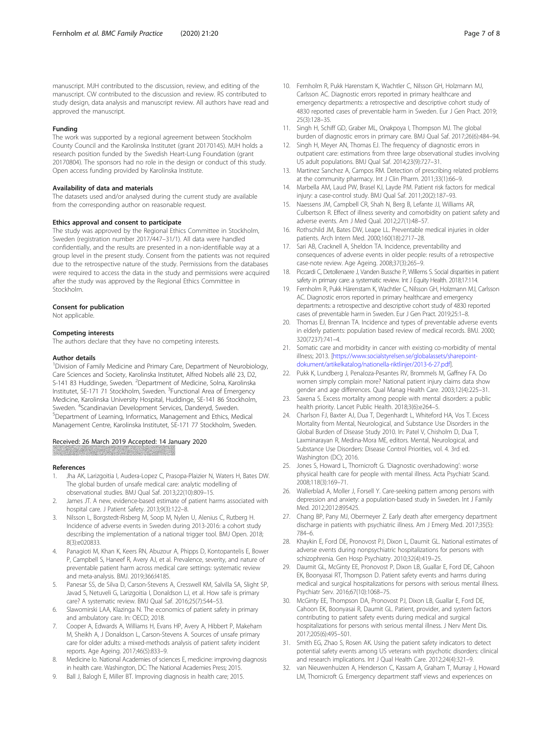manuscript. MJH contributed to the discussion, review, and editing of the manuscript. CW contributed to the discussion and review. RS contributed to study design, data analysis and manuscript review. All authors have read and approved the manuscript.

#### Funding

The work was supported by a regional agreement between Stockholm County Council and the Karolinska Institutet (grant 20170145). MJH holds a research position funded by the Swedish Heart-Lung Foundation (grant 20170804). The sponsors had no role in the design or conduct of this study. Open access funding provided by Karolinska Institute.

#### Availability of data and materials

The datasets used and/or analysed during the current study are available from the corresponding author on reasonable request.

#### Ethics approval and consent to participate

The study was approved by the Regional Ethics Committee in Stockholm, Sweden (registration number 2017/447–31/1). All data were handled confidentially, and the results are presented in a non-identifiable way at a group level in the present study. Consent from the patients was not required due to the retrospective nature of the study. Permissions from the databases were required to access the data in the study and permissions were acquired after the study was approved by the Regional Ethics Committee in Stockholm.

#### Consent for publication

Not applicable.

#### Competing interests

The authors declare that they have no competing interests.

#### Author details

[1]Division of Family Medicine and Primary Care, Department of Neurobiology, Care Sciences and Society, Karolinska Institutet, Alfred Nobels allé 23, D2, S-141 83 Huddinge, Sweden. [2]Department of Medicine, Solna, Karolinska Institutet, SE-171 71 Stockholm, Sweden. [3]Functional Area of Emergency Medicine, Karolinska University Hospital, Huddinge, SE-141 86 Stockholm, Sweden. [4]Scandinavian Development Services, Danderyd, Sweden. [5]Department of Learning, Informatics, Management and Ethics, Medical Management Centre, Karolinska Institutet, SE-171 77 Stockholm, Sweden.

Received: 26 March 2019 Accepted: 14 January 2020

#### References

1. Jha AK, Larizgoitia I, Audera-Lopez C, Prasopa-Plaizier N, Waters H, Bates DW. The global burden of unsafe medical care: analytic modelling of observational studies. BMJ Qual Saf. 2013;22(10):809–15.
2. James JT. A new, evidence-based estimate of patient harms associated with hospital care. J Patient Safety. 2013;9(3):122–8.
3. Nilsson L, Borgstedt-Risberg M, Soop M, Nylen U, Alenius C, Rutberg H. Incidence of adverse events in Sweden during 2013-2016: a cohort study describing the implementation of a national trigger tool. BMJ Open. 2018; 8(3):e020833.
4. Panagioti M, Khan K, Keers RN, Abuzour A, Phipps D, Kontopantelis E, Bower P, Campbell S, Haneef R, Avery AJ, et al. Prevalence, severity, and nature of preventable patient harm across medical care settings: systematic review and meta-analysis. BMJ. 2019;366:l4185.
5. Panesar SS, de Silva D, Carson-Stevens A, Cresswell KM, Salvilla SA, Slight SP, Javad S, Netuveli G, Larizgoitia I, Donaldson LJ, et al. How safe is primary care? A systematic review. BMJ Qual Saf. 2016;25(7):544–53.
6. Slawomirski LAA, Klazinga N. The economics of patient safety in primary and ambulatory care. In: OECD; 2018.
7. Cooper A, Edwards A, Williams H, Evans HP, Avery A, Hibbert P, Makeham M, Sheikh A, J Donaldson L, Carson-Stevens A. Sources of unsafe primary care for older adults: a mixed-methods analysis of patient safety incident reports. Age Ageing. 2017;46(5):833–9.
8. Medicine Io. National Academies of sciences E, medicine: improving diagnosis in health care. Washington, DC: The National Academies Press; 2015.
9. Ball J, Balogh E, Miller BT. Improving diagnosis in health care; 2015.
10. Fernholm R, Pukk Harenstam K, Wachtler C, Nilsson GH, Holzmann MJ, Carlsson AC. Diagnostic errors reported in primary healthcare and emergency departments: a retrospective and descriptive cohort study of 4830 reported cases of preventable harm in Sweden. Eur J Gen Pract. 2019; 25(3):128–35.
11. Singh H, Schiff GD, Graber ML, Onakpoya I, Thompson MJ. The global burden of diagnostic errors in primary care. BMJ Qual Saf. 2017;26(6):484–94.
12. Singh H, Meyer AN, Thomas EJ. The frequency of diagnostic errors in outpatient care: estimations from three large observational studies involving US adult populations. BMJ Qual Saf. 2014;23(9):727–31.
13. Martinez Sanchez A, Campos RM. Detection of prescribing related problems at the community pharmacy. Int J Clin Pharm. 2011;33(1):66–9.
14. Marbella AM, Laud PW, Brasel KJ, Layde PM. Patient risk factors for medical injury: a case-control study. BMJ Qual Saf. 2011;20(2):187–93.
15. Naessens JM, Campbell CR, Shah N, Berg B, Lefante JJ, Williams AR, Culbertson R. Effect of illness severity and comorbidity on patient safety and adverse events. Am J Med Qual. 2012;27(1):48–57.
16. Rothschild JM, Bates DW, Leape LL. Preventable medical injuries in older patients. Arch Intern Med. 2000;160(18):2717–28.
17. Sari AB, Cracknell A, Sheldon TA. Incidence, preventability and consequences of adverse events in older people: results of a retrospective case-note review. Age Ageing. 2008;37(3):265–9.
18. Piccardi C, Detollenaere J, Vanden Bussche P, Willems S. Social disparities in patient safety in primary care: a systematic review. Int J Equity Health. 2018;17:114.
19. Fernholm R, Pukk Härenstam K, Wachtler C, Nilsson GH, Holzmann MJ, Carlsson AC. Diagnostic errors reported in primary healthcare and emergency departments: a retrospective and descriptive cohort study of 4830 reported cases of preventable harm in Sweden. Eur J Gen Pract. 2019;25:1–8.
20. Thomas EJ, Brennan TA. Incidence and types of preventable adverse events in elderly patients: population based review of medical records. BMJ. 2000; 320(7237):741–4.
21. Somatic care and morbidity in cancer with existing co-morbidity of mental illness; 2013. [https://www.socialstyrelsen.se/globalassets/sharepoint-dokument/artikelkatalog/nationella-riktlinjer/2013-6-27.pdf].
22. Pukk K, Lundberg J, Penaloza-Pesantes RV, Brommels M, Gaffney FA. Do women simply complain more? National patient injury claims data show gender and age differences. Qual Manag Health Care. 2003;12(4):225–31.
23. Saxena S. Excess mortality among people with mental disorders: a public health priority. Lancet Public Health. 2018;3(6):e264–5.
24. Charlson FJ, Baxter AJ, Dua T, Degenhardt L, Whiteford HA, Vos T. Excess Mortality from Mental, Neurological, and Substance Use Disorders in the Global Burden of Disease Study 2010. In: Patel V, Chisholm D, Dua T, Laxminarayan R, Medina-Mora ME, editors. Mental, Neurological, and Substance Use Disorders: Disease Control Priorities, vol. 4. 3rd ed. Washington (DC); 2016.
25. Jones S, Howard L, Thornicroft G. 'Diagnostic overshadowing': worse physical health care for people with mental illness. Acta Psychiatr Scand. 2008;118(3):169–71.
26. Wallerblad A, Moller J, Forsell Y. Care-seeking pattern among persons with depression and anxiety: a population-based study in Sweden. Int J Family Med. 2012;2012:895425.
27. Chang BP, Pany MJ, Obermeyer Z. Early death after emergency department discharge in patients with psychiatric illness. Am J Emerg Med. 2017;35(5): 784–6.
28. Khaykin E, Ford DE, Pronovost PJ, Dixon L, Daumit GL. National estimates of adverse events during nonpsychiatric hospitalizations for persons with schizophrenia. Gen Hosp Psychiatry. 2010;32(4):419–25.
29. Daumit GL, McGinty EE, Pronovost P, Dixon LB, Guallar E, Ford DE, Cahoon EK, Boonyasai RT, Thompson D. Patient safety events and harms during medical and surgical hospitalizations for persons with serious mental illness. Psychiatr Serv. 2016;67(10):1068–75.
30. McGinty EE, Thompson DA, Pronovost PJ, Dixon LB, Guallar E, Ford DE, Cahoon EK, Boonyasai R, Daumit GL. Patient, provider, and system factors contributing to patient safety events during medical and surgical hospitalizations for persons with serious mental illness. J Nerv Ment Dis. 2017;205(6):495–501.
31. Smith EG, Zhao S, Rosen AK. Using the patient safety indicators to detect potential safety events among US veterans with psychotic disorders: clinical and research implications. Int J Qual Health Care. 2012;24(4):321–9.
32. van Nieuwenhuizen A, Henderson C, Kassam A, Graham T, Murray J, Howard LM, Thornicroft G. Emergency department staff views and experiences on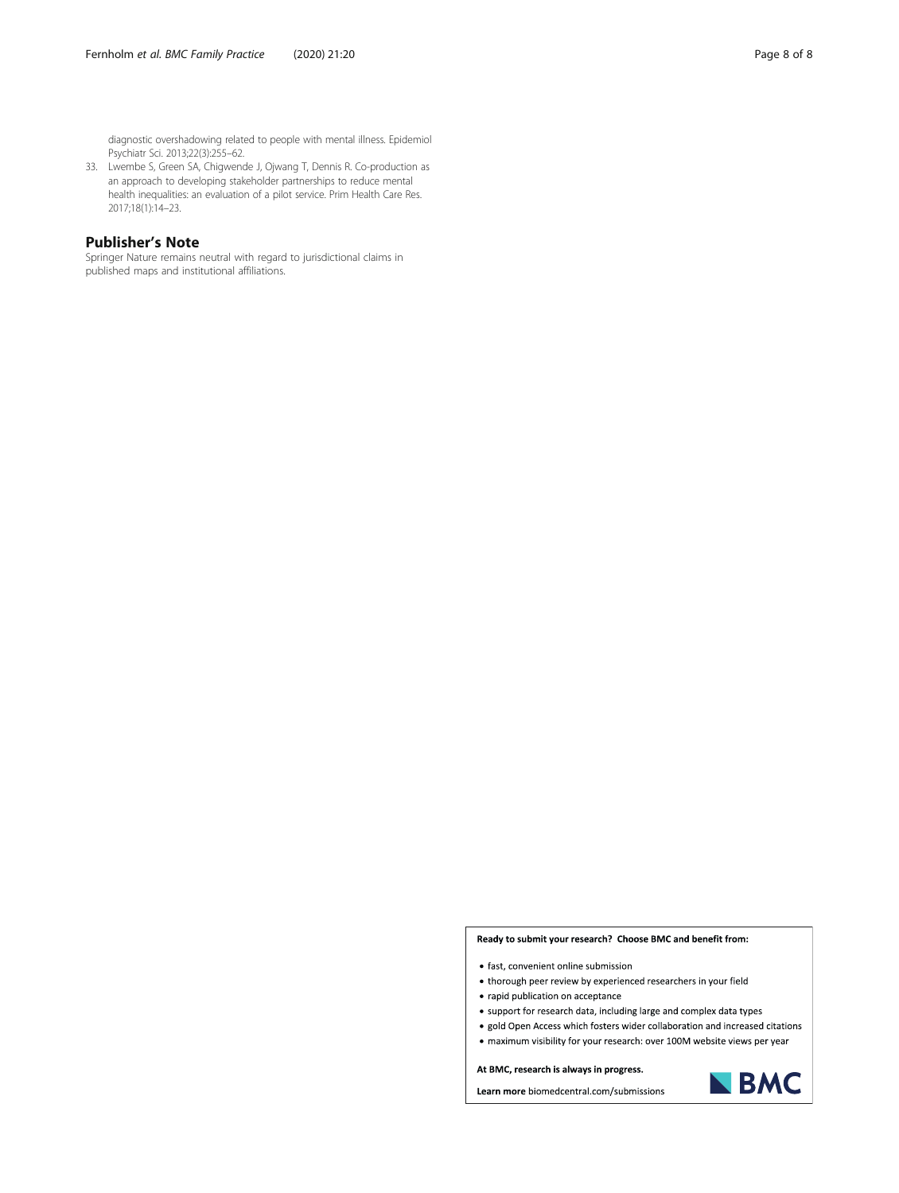diagnostic overshadowing related to people with mental illness. Epidemiol Psychiatr Sci. 2013;22(3):255–62.

33. Lwembe S, Green SA, Chigwende J, Ojwang T, Dennis R. Co-production as an approach to developing stakeholder partnerships to reduce mental health inequalities: an evaluation of a pilot service. Prim Health Care Res. 2017;18(1):14–23.

## Publisher's Note

Springer Nature remains neutral with regard to jurisdictional claims in published maps and institutional affiliations.

**Ready to submit your research? Choose BMC and benefit from:**

- fast, convenient online submission
- thorough peer review by experienced researchers in your field
- rapid publication on acceptance
- support for research data, including large and complex data types
- gold Open Access which fosters wider collaboration and increased citations
- maximum visibility for your research: over 100M website views per year

**At BMC, research is always in progress.**

**Learn more** biomedcentral.com/submissions

BMC